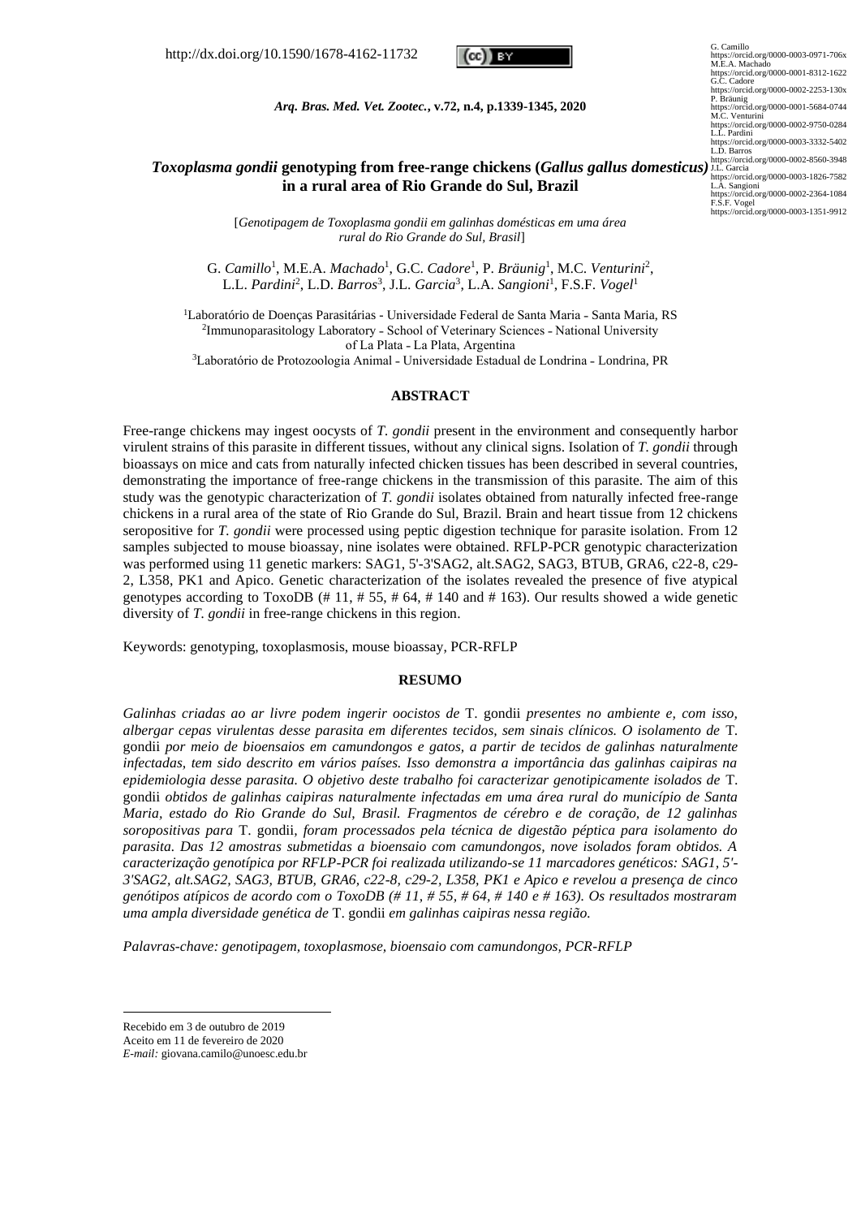http://dx.doi.org/10.1590/1678-4162-11732

# *Toxoplasma gondii* genotyping from free-range chickens (*Gallus gallus domesticus*) in a rural area of Rio Grande do Sul, Brazil

[*Genotipagem de Toxoplasma gondii em galinhas domésticas em uma área rural do Rio Grande do Sul, Brasil*]

G. *Camillo*[1], M.E.A. *Machado*[1], G.C. *Cadore*[1], P. *Bräunig*[1], M.C. *Venturini*[2], L.L. *Pardini*[2], L.D. *Barros*[3], J.L. *Garcia*[3], L.A. *Sangioni*[1], F.S.F. *Vogel*[1]

[1]Laboratório de Doenças Parasitárias - Universidade Federal de Santa Maria - Santa Maria, RS
[2]Immunoparasitology Laboratory - School of Veterinary Sciences - National University of La Plata - La Plata, Argentina
[3]Laboratório de Protozoologia Animal - Universidade Estadual de Londrina - Londrina, PR

G. Camillo https://orcid.org/0000-0003-0971-706x
M.E.A. Machado https://orcid.org/0000-0001-8312-1622
G.C. Cadore https://orcid.org/0000-0002-2253-130x
P. Bräunig https://orcid.org/0000-0001-5684-0744
M.C. Venturini https://orcid.org/0000-0002-9750-0284
L.L. Pardini https://orcid.org/0000-0003-3332-5402
L.D. Barros https://orcid.org/0000-0002-8560-3948
J.L. Garcia https://orcid.org/0000-0003-1826-7582
L.A. Sangioni https://orcid.org/0000-0002-2364-1084
F.S.F. Vogel https://orcid.org/0000-0003-1351-9912

## ABSTRACT

Free-range chickens may ingest oocysts of *T. gondii* present in the environment and consequently harbor virulent strains of this parasite in different tissues, without any clinical signs. Isolation of *T. gondii* through bioassays on mice and cats from naturally infected chicken tissues has been described in several countries, demonstrating the importance of free-range chickens in the transmission of this parasite. The aim of this study was the genotypic characterization of *T. gondii* isolates obtained from naturally infected free-range chickens in a rural area of the state of Rio Grande do Sul, Brazil. Brain and heart tissue from 12 chickens seropositive for *T. gondii* were processed using peptic digestion technique for parasite isolation. From 12 samples subjected to mouse bioassay, nine isolates were obtained. RFLP-PCR genotypic characterization was performed using 11 genetic markers: SAG1, 5'-3'SAG2, alt.SAG2, SAG3, BTUB, GRA6, c22-8, c29-2, L358, PK1 and Apico. Genetic characterization of the isolates revealed the presence of five atypical genotypes according to ToxoDB (# 11, # 55, # 64, # 140 and # 163). Our results showed a wide genetic diversity of *T. gondii* in free-range chickens in this region.

Keywords: genotyping, toxoplasmosis, mouse bioassay, PCR-RFLP

## RESUMO

*Galinhas criadas ao ar livre podem ingerir oocistos de* T. gondii *presentes no ambiente e, com isso, albergar cepas virulentas desse parasita em diferentes tecidos, sem sinais clínicos. O isolamento de* T. gondii *por meio de bioensaios em camundongos e gatos, a partir de tecidos de galinhas naturalmente infectadas, tem sido descrito em vários países. Isso demonstra a importância das galinhas caipiras na epidemiologia desse parasita. O objetivo deste trabalho foi caracterizar genotipicamente isolados de* T. gondii *obtidos de galinhas caipiras naturalmente infectadas em uma área rural do município de Santa Maria, estado do Rio Grande do Sul, Brasil. Fragmentos de cérebro e de coração, de 12 galinhas soropositivas para* T. gondii*, foram processados pela técnica de digestão péptica para isolamento do parasita. Das 12 amostras submetidas a bioensaio com camundongos, nove isolados foram obtidos. A caracterização genotípica por RFLP-PCR foi realizada utilizando-se 11 marcadores genéticos: SAG1, 5'-3'SAG2, alt.SAG2, SAG3, BTUB, GRA6, c22-8, c29-2, L358, PK1 e Apico e revelou a presença de cinco genótipos atípicos de acordo com o ToxoDB (# 11, # 55, # 64, # 140 e # 163). Os resultados mostraram uma ampla diversidade genética de* T. gondii *em galinhas caipiras nessa região.*

*Palavras-chave: genotipagem, toxoplasmose, bioensaio com camundongos, PCR-RFLP*

---

Recebido em 3 de outubro de 2019
Aceito em 11 de fevereiro de 2020
*E-mail:* giovana.camilo@unoesc.edu.br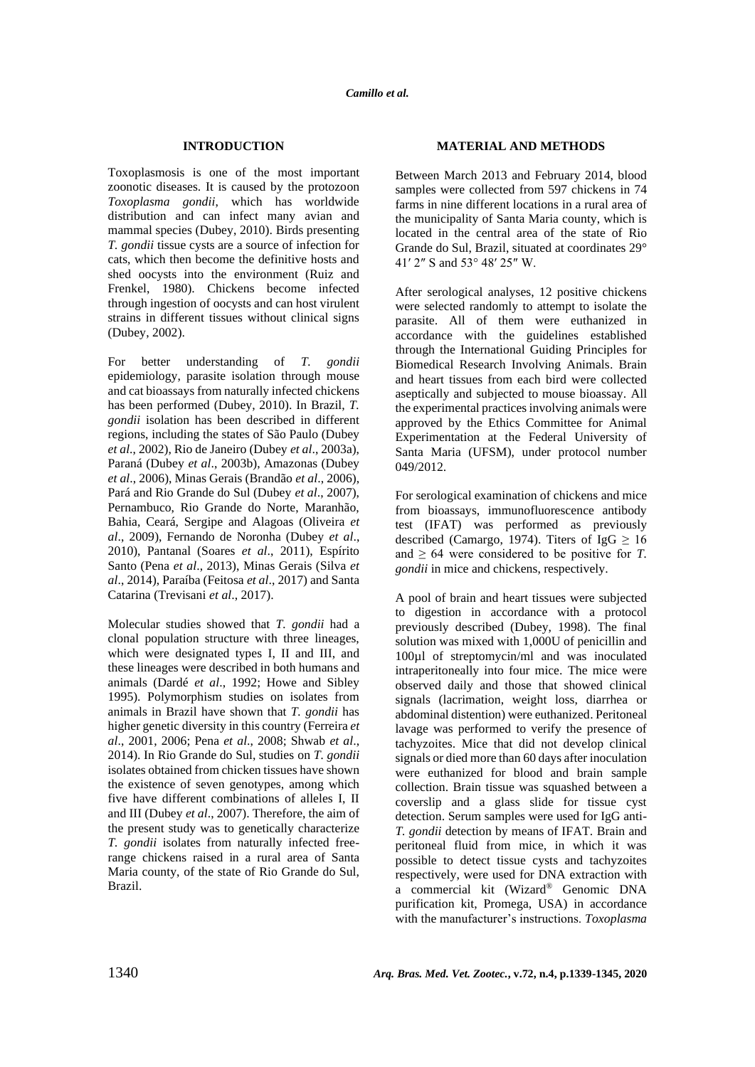## INTRODUCTION

Toxoplasmosis is one of the most important zoonotic diseases. It is caused by the protozoon *Toxoplasma gondii*, which has worldwide distribution and can infect many avian and mammal species (Dubey, 2010). Birds presenting *T. gondii* tissue cysts are a source of infection for cats, which then become the definitive hosts and shed oocysts into the environment (Ruiz and Frenkel, 1980). Chickens become infected through ingestion of oocysts and can host virulent strains in different tissues without clinical signs (Dubey, 2002).

For better understanding of *T. gondii* epidemiology, parasite isolation through mouse and cat bioassays from naturally infected chickens has been performed (Dubey, 2010). In Brazil, *T. gondii* isolation has been described in different regions, including the states of São Paulo (Dubey *et al*., 2002), Rio de Janeiro (Dubey *et al*., 2003a), Paraná (Dubey *et al*., 2003b), Amazonas (Dubey *et al*., 2006), Minas Gerais (Brandão *et al*., 2006), Pará and Rio Grande do Sul (Dubey *et al*., 2007), Pernambuco, Rio Grande do Norte, Maranhão, Bahia, Ceará, Sergipe and Alagoas (Oliveira *et al*., 2009), Fernando de Noronha (Dubey *et al*., 2010), Pantanal (Soares *et al*., 2011), Espírito Santo (Pena *et al*., 2013), Minas Gerais (Silva *et al*., 2014), Paraíba (Feitosa *et al*., 2017) and Santa Catarina (Trevisani *et al*., 2017).

Molecular studies showed that *T. gondii* had a clonal population structure with three lineages, which were designated types I, II and III, and these lineages were described in both humans and animals (Dardé *et al*., 1992; Howe and Sibley 1995). Polymorphism studies on isolates from animals in Brazil have shown that *T. gondii* has higher genetic diversity in this country (Ferreira *et al*., 2001, 2006; Pena *et al*., 2008; Shwab *et al*., 2014). In Rio Grande do Sul, studies on *T. gondii* isolates obtained from chicken tissues have shown the existence of seven genotypes, among which five have different combinations of alleles I, II and III (Dubey *et al*., 2007). Therefore, the aim of the present study was to genetically characterize *T. gondii* isolates from naturally infected free-range chickens raised in a rural area of Santa Maria county, of the state of Rio Grande do Sul, Brazil.

## MATERIAL AND METHODS

Between March 2013 and February 2014, blood samples were collected from 597 chickens in 74 farms in nine different locations in a rural area of the municipality of Santa Maria county, which is located in the central area of the state of Rio Grande do Sul, Brazil, situated at coordinates 29° 41′ 2″ S and 53° 48′ 25″ W.

After serological analyses, 12 positive chickens were selected randomly to attempt to isolate the parasite. All of them were euthanized in accordance with the guidelines established through the International Guiding Principles for Biomedical Research Involving Animals. Brain and heart tissues from each bird were collected aseptically and subjected to mouse bioassay. All the experimental practices involving animals were approved by the Ethics Committee for Animal Experimentation at the Federal University of Santa Maria (UFSM), under protocol number 049/2012.

For serological examination of chickens and mice from bioassays, immunofluorescence antibody test (IFAT) was performed as previously described (Camargo, 1974). Titers of IgG ≥ 16 and ≥ 64 were considered to be positive for *T. gondii* in mice and chickens, respectively.

A pool of brain and heart tissues were subjected to digestion in accordance with a protocol previously described (Dubey, 1998). The final solution was mixed with 1,000U of penicillin and 100µl of streptomycin/ml and was inoculated intraperitoneally into four mice. The mice were observed daily and those that showed clinical signals (lacrimation, weight loss, diarrhea or abdominal distention) were euthanized. Peritoneal lavage was performed to verify the presence of tachyzoites. Mice that did not develop clinical signals or died more than 60 days after inoculation were euthanized for blood and brain sample collection. Brain tissue was squashed between a coverslip and a glass slide for tissue cyst detection. Serum samples were used for IgG anti-*T. gondii* detection by means of IFAT. Brain and peritoneal fluid from mice, in which it was possible to detect tissue cysts and tachyzoites respectively, were used for DNA extraction with a commercial kit (Wizard® Genomic DNA purification kit, Promega, USA) in accordance with the manufacturer's instructions. *Toxoplasma*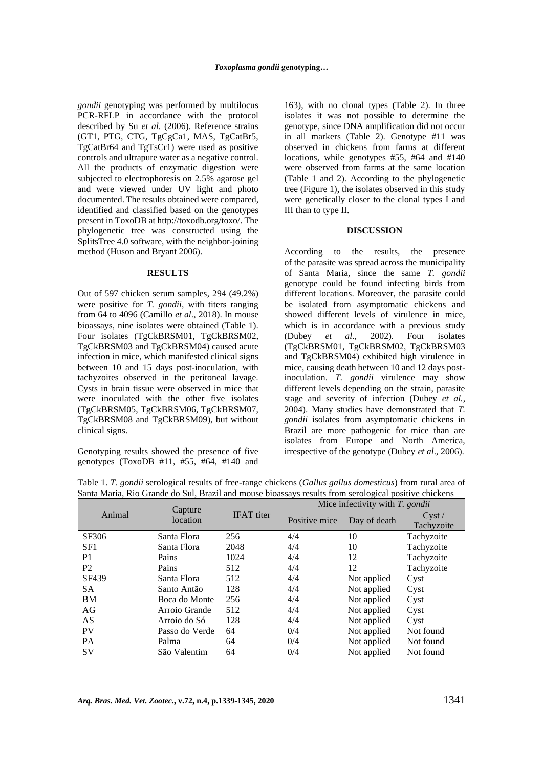*gondii* genotyping was performed by multilocus PCR-RFLP in accordance with the protocol described by Su *et al.* (2006). Reference strains (GT1, PTG, CTG, TgCgCa1, MAS, TgCatBr5, TgCatBr64 and TgTsCr1) were used as positive controls and ultrapure water as a negative control. All the products of enzymatic digestion were subjected to electrophoresis on 2.5% agarose gel and were viewed under UV light and photo documented. The results obtained were compared, identified and classified based on the genotypes present in ToxoDB at http://toxodb.org/toxo/. The phylogenetic tree was constructed using the SplitsTree 4.0 software, with the neighbor-joining method (Huson and Bryant 2006).

## RESULTS

Out of 597 chicken serum samples, 294 (49.2%) were positive for *T. gondii*, with titers ranging from 64 to 4096 (Camillo *et al*., 2018). In mouse bioassays, nine isolates were obtained (Table 1). Four isolates (TgCkBRSM01, TgCkBRSM02, TgCkBRSM03 and TgCkBRSM04) caused acute infection in mice, which manifested clinical signs between 10 and 15 days post-inoculation, with tachyzoites observed in the peritoneal lavage. Cysts in brain tissue were observed in mice that were inoculated with the other five isolates (TgCkBRSM05, TgCkBRSM06, TgCkBRSM07, TgCkBRSM08 and TgCkBRSM09), but without clinical signs.

Genotyping results showed the presence of five genotypes (ToxoDB #11, #55, #64, #140 and 163), with no clonal types (Table 2). In three isolates it was not possible to determine the genotype, since DNA amplification did not occur in all markers (Table 2). Genotype #11 was observed in chickens from farms at different locations, while genotypes #55, #64 and #140 were observed from farms at the same location (Table 1 and 2). According to the phylogenetic tree (Figure 1), the isolates observed in this study were genetically closer to the clonal types I and III than to type II.

## DISCUSSION

According to the results, the presence of the parasite was spread across the municipality of Santa Maria, since the same *T. gondii* genotype could be found infecting birds from different locations. Moreover, the parasite could be isolated from asymptomatic chickens and showed different levels of virulence in mice, which is in accordance with a previous study (Dubey *et al*., 2002). Four isolates (TgCkBRSM01, TgCkBRSM02, TgCkBRSM03 and TgCkBRSM04) exhibited high virulence in mice, causing death between 10 and 12 days post-inoculation. *T. gondii* virulence may show different levels depending on the strain, parasite stage and severity of infection (Dubey *et al.*, 2004). Many studies have demonstrated that *T. gondii* isolates from asymptomatic chickens in Brazil are more pathogenic for mice than are isolates from Europe and North America, irrespective of the genotype (Dubey *et al*., 2006).

Table 1. *T. gondii* serological results of free-range chickens (*Gallus gallus domesticus*) from rural area of Santa Maria, Rio Grande do Sul, Brazil and mouse bioassays results from serological positive chickens

| Animal | Capture location | IFAT titer | Mice infectivity with *T. gondii* | | |
|---|---|---|---|---|---|
| | | | Positive mice | Day of death | Cyst / Tachyzoite |
| SF306 | Santa Flora | 256 | 4/4 | 10 | Tachyzoite |
| SF1 | Santa Flora | 2048 | 4/4 | 10 | Tachyzoite |
| P1 | Pains | 1024 | 4/4 | 12 | Tachyzoite |
| P2 | Pains | 512 | 4/4 | 12 | Tachyzoite |
| SF439 | Santa Flora | 512 | 4/4 | Not applied | Cyst |
| SA | Santo Antão | 128 | 4/4 | Not applied | Cyst |
| BM | Boca do Monte | 256 | 4/4 | Not applied | Cyst |
| AG | Arroio Grande | 512 | 4/4 | Not applied | Cyst |
| AS | Arroio do Só | 128 | 4/4 | Not applied | Cyst |
| PV | Passo do Verde | 64 | 0/4 | Not applied | Not found |
| PA | Palma | 64 | 0/4 | Not applied | Not found |
| SV | São Valentim | 64 | 0/4 | Not applied | Not found |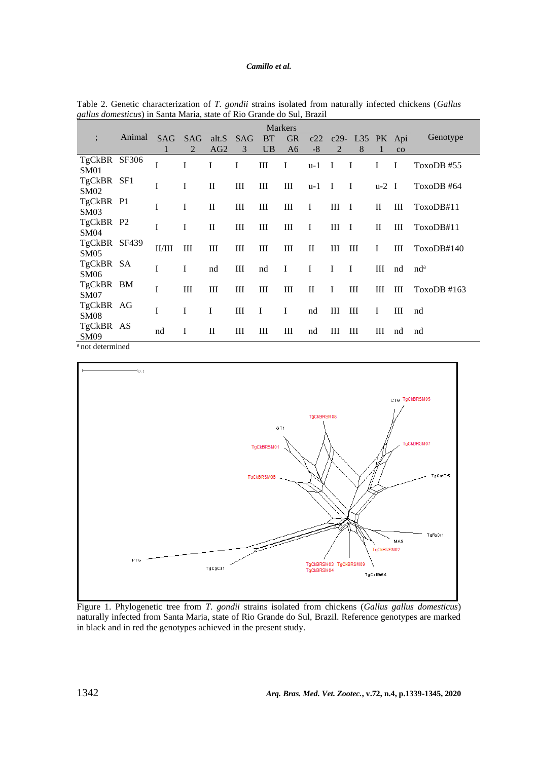Table 2. Genetic characterization of *T. gondii* strains isolated from naturally infected chickens (*Gallus gallus domesticus*) in Santa Maria, state of Rio Grande do Sul, Brazil

| ; | Animal | Markers | | | | | | | | | | | Genotype |
|---|---|---|---|---|---|---|---|---|---|---|---|---|---|
| | | SAG 1 | SAG 2 | alt.SAG2 | SAG 3 | BTUB | GRA6 | c22-8 | c29-2 | L358 | PK1 | Apico | |
| TgCkBR SM01 | SF306 | I | I | I | I | III | I | u-1 | I | I | I | I | ToxoDB #55 |
| TgCkBR SM02 | SF1 | I | I | II | III | III | III | u-1 | I | I | u-2 | I | ToxoDB #64 |
| TgCkBR SM03 | P1 | I | I | II | III | III | III | I | III | I | II | III | ToxoDB#11 |
| TgCkBR SM04 | P2 | I | I | II | III | III | III | I | III | I | II | III | ToxoDB#11 |
| TgCkBR SM05 | SF439 | II/III | III | III | III | III | III | II | III | III | I | III | ToxoDB#140 |
| TgCkBR SM06 | SA | I | I | nd | III | nd | I | I | I | I | III | nd | nd[a] |
| TgCkBR SM07 | BM | I | III | III | III | III | III | II | I | III | III | III | ToxoDB #163 |
| TgCkBR SM08 | AG | I | I | I | III | I | I | nd | III | III | I | III | nd |
| TgCkBR SM09 | AS | nd | I | II | III | III | III | nd | III | III | III | nd | nd |

[a] not determined

Figure 1. Phylogenetic tree from *T. gondii* strains isolated from chickens (*Gallus gallus domesticus*) naturally infected from Santa Maria, state of Rio Grande do Sul, Brazil. Reference genotypes are marked in black and in red the genotypes achieved in the present study.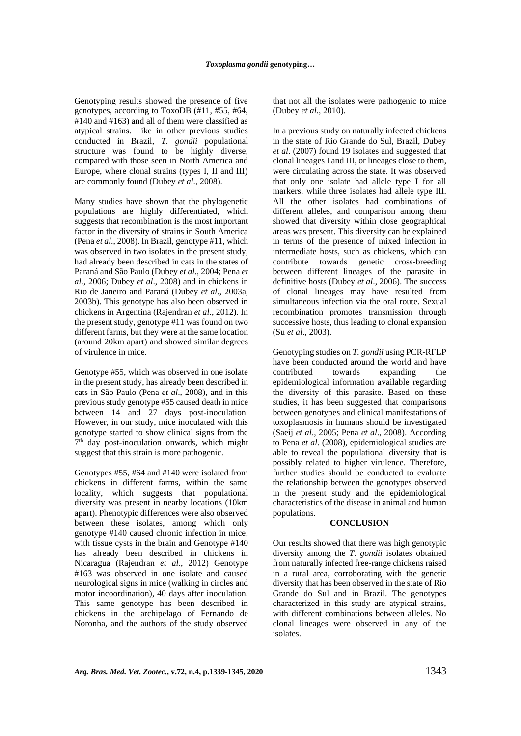Genotyping results showed the presence of five genotypes, according to ToxoDB (#11, #55, #64, #140 and #163) and all of them were classified as atypical strains. Like in other previous studies conducted in Brazil, *T. gondii* populational structure was found to be highly diverse, compared with those seen in North America and Europe, where clonal strains (types I, II and III) are commonly found (Dubey *et al*., 2008).

Many studies have shown that the phylogenetic populations are highly differentiated, which suggests that recombination is the most important factor in the diversity of strains in South America (Pena *et al*., 2008). In Brazil, genotype #11, which was observed in two isolates in the present study, had already been described in cats in the states of Paraná and São Paulo (Dubey *et al*., 2004; Pena *et al*., 2006; Dubey *et al*., 2008) and in chickens in Rio de Janeiro and Paraná (Dubey *et al*., 2003a, 2003b). This genotype has also been observed in chickens in Argentina (Rajendran *et al*., 2012). In the present study, genotype #11 was found on two different farms, but they were at the same location (around 20km apart) and showed similar degrees of virulence in mice.

Genotype #55, which was observed in one isolate in the present study, has already been described in cats in São Paulo (Pena *et al*., 2008), and in this previous study genotype #55 caused death in mice between 14 and 27 days post-inoculation. However, in our study, mice inoculated with this genotype started to show clinical signs from the 7$^{th}$ day post-inoculation onwards, which might suggest that this strain is more pathogenic.

Genotypes #55, #64 and #140 were isolated from chickens in different farms, within the same locality, which suggests that populational diversity was present in nearby locations (10km apart). Phenotypic differences were also observed between these isolates, among which only genotype #140 caused chronic infection in mice, with tissue cysts in the brain and Genotype #140 has already been described in chickens in Nicaragua (Rajendran *et al*., 2012) Genotype #163 was observed in one isolate and caused neurological signs in mice (walking in circles and motor incoordination), 40 days after inoculation. This same genotype has been described in chickens in the archipelago of Fernando de Noronha, and the authors of the study observed that not all the isolates were pathogenic to mice (Dubey *et al*., 2010).

In a previous study on naturally infected chickens in the state of Rio Grande do Sul, Brazil, Dubey *et al*. (2007) found 19 isolates and suggested that clonal lineages I and III, or lineages close to them, were circulating across the state. It was observed that only one isolate had allele type I for all markers, while three isolates had allele type III. All the other isolates had combinations of different alleles, and comparison among them showed that diversity within close geographical areas was present. This diversity can be explained in terms of the presence of mixed infection in intermediate hosts, such as chickens, which can contribute towards genetic cross-breeding between different lineages of the parasite in definitive hosts (Dubey *et al*., 2006). The success of clonal lineages may have resulted from simultaneous infection via the oral route. Sexual recombination promotes transmission through successive hosts, thus leading to clonal expansion (Su *et al*., 2003).

Genotyping studies on *T. gondii* using PCR-RFLP have been conducted around the world and have contributed towards expanding the epidemiological information available regarding the diversity of this parasite. Based on these studies, it has been suggested that comparisons between genotypes and clinical manifestations of toxoplasmosis in humans should be investigated (Saeij *et al*., 2005; Pena *et al*., 2008). According to Pena *et al*. (2008), epidemiological studies are able to reveal the populational diversity that is possibly related to higher virulence. Therefore, further studies should be conducted to evaluate the relationship between the genotypes observed in the present study and the epidemiological characteristics of the disease in animal and human populations.

## CONCLUSION

Our results showed that there was high genotypic diversity among the *T. gondii* isolates obtained from naturally infected free-range chickens raised in a rural area, corroborating with the genetic diversity that has been observed in the state of Rio Grande do Sul and in Brazil. The genotypes characterized in this study are atypical strains, with different combinations between alleles. No clonal lineages were observed in any of the isolates.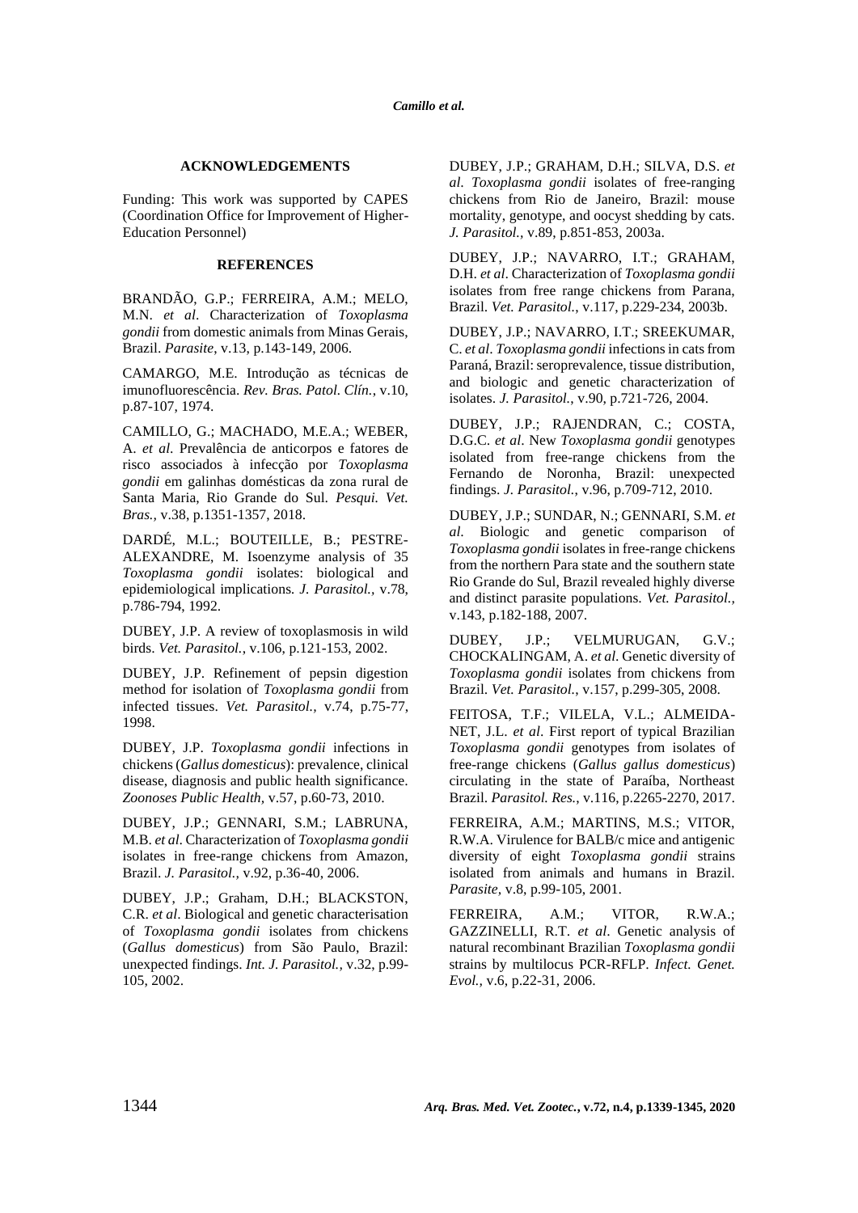## ACKNOWLEDGEMENTS

Funding: This work was supported by CAPES (Coordination Office for Improvement of Higher-Education Personnel)

## REFERENCES

BRANDÃO, G.P.; FERREIRA, A.M.; MELO, M.N. *et al*. Characterization of *Toxoplasma gondii* from domestic animals from Minas Gerais, Brazil. *Parasite*, v.13, p.143-149, 2006.

CAMARGO, M.E. Introdução as técnicas de imunofluorescência. *Rev. Bras. Patol. Clín.*, v.10, p.87-107, 1974.

CAMILLO, G.; MACHADO, M.E.A.; WEBER, A. *et al*. Prevalência de anticorpos e fatores de risco associados à infecção por *Toxoplasma gondii* em galinhas domésticas da zona rural de Santa Maria, Rio Grande do Sul. *Pesqui. Vet. Bras.*, v.38, p.1351-1357, 2018.

DARDÉ, M.L.; BOUTEILLE, B.; PESTRE-ALEXANDRE, M. Isoenzyme analysis of 35 *Toxoplasma gondii* isolates: biological and epidemiological implications. *J. Parasitol.*, v.78, p.786-794, 1992.

DUBEY, J.P. A review of toxoplasmosis in wild birds. *Vet. Parasitol.*, v.106, p.121-153, 2002.

DUBEY, J.P. Refinement of pepsin digestion method for isolation of *Toxoplasma gondii* from infected tissues. *Vet. Parasitol.*, v.74, p.75-77, 1998.

DUBEY, J.P. *Toxoplasma gondii* infections in chickens (*Gallus domesticus*): prevalence, clinical disease, diagnosis and public health significance. *Zoonoses Public Health*, v.57, p.60-73, 2010.

DUBEY, J.P.; GENNARI, S.M.; LABRUNA, M.B. *et al*. Characterization of *Toxoplasma gondii* isolates in free-range chickens from Amazon, Brazil. *J. Parasitol.*, v.92, p.36-40, 2006.

DUBEY, J.P.; Graham, D.H.; BLACKSTON, C.R. *et al*. Biological and genetic characterisation of *Toxoplasma gondii* isolates from chickens (*Gallus domesticus*) from São Paulo, Brazil: unexpected findings. *Int. J. Parasitol.*, v.32, p.99-105, 2002.

DUBEY, J.P.; GRAHAM, D.H.; SILVA, D.S. *et al*. *Toxoplasma gondii* isolates of free-ranging chickens from Rio de Janeiro, Brazil: mouse mortality, genotype, and oocyst shedding by cats. *J. Parasitol.*, v.89, p.851-853, 2003a.

DUBEY, J.P.; NAVARRO, I.T.; GRAHAM, D.H. *et al*. Characterization of *Toxoplasma gondii* isolates from free range chickens from Parana, Brazil. *Vet. Parasitol.*, v.117, p.229-234, 2003b.

DUBEY, J.P.; NAVARRO, I.T.; SREEKUMAR, C. *et al*. *Toxoplasma gondii* infections in cats from Paraná, Brazil: seroprevalence, tissue distribution, and biologic and genetic characterization of isolates. *J. Parasitol.*, v.90, p.721-726, 2004.

DUBEY, J.P.; RAJENDRAN, C.; COSTA, D.G.C. *et al*. New *Toxoplasma gondii* genotypes isolated from free-range chickens from the Fernando de Noronha, Brazil: unexpected findings. *J. Parasitol.*, v.96, p.709-712, 2010.

DUBEY, J.P.; SUNDAR, N.; GENNARI, S.M. *et al*. Biologic and genetic comparison of *Toxoplasma gondii* isolates in free-range chickens from the northern Para state and the southern state Rio Grande do Sul, Brazil revealed highly diverse and distinct parasite populations. *Vet. Parasitol.*, v.143, p.182-188, 2007.

DUBEY, J.P.; VELMURUGAN, G.V.; CHOCKALINGAM, A. *et al*. Genetic diversity of *Toxoplasma gondii* isolates from chickens from Brazil. *Vet. Parasitol.*, v.157, p.299-305, 2008.

FEITOSA, T.F.; VILELA, V.L.; ALMEIDA-NET, J.L. *et al*. First report of typical Brazilian *Toxoplasma gondii* genotypes from isolates of free-range chickens (*Gallus gallus domesticus*) circulating in the state of Paraíba, Northeast Brazil. *Parasitol. Res.*, v.116, p.2265-2270, 2017.

FERREIRA, A.M.; MARTINS, M.S.; VITOR, R.W.A. Virulence for BALB/c mice and antigenic diversity of eight *Toxoplasma gondii* strains isolated from animals and humans in Brazil. *Parasite*, v.8, p.99-105, 2001.

FERREIRA, A.M.; VITOR, R.W.A.; GAZZINELLI, R.T. *et al*. Genetic analysis of natural recombinant Brazilian *Toxoplasma gondii* strains by multilocus PCR-RFLP. *Infect. Genet. Evol.*, v.6, p.22-31, 2006.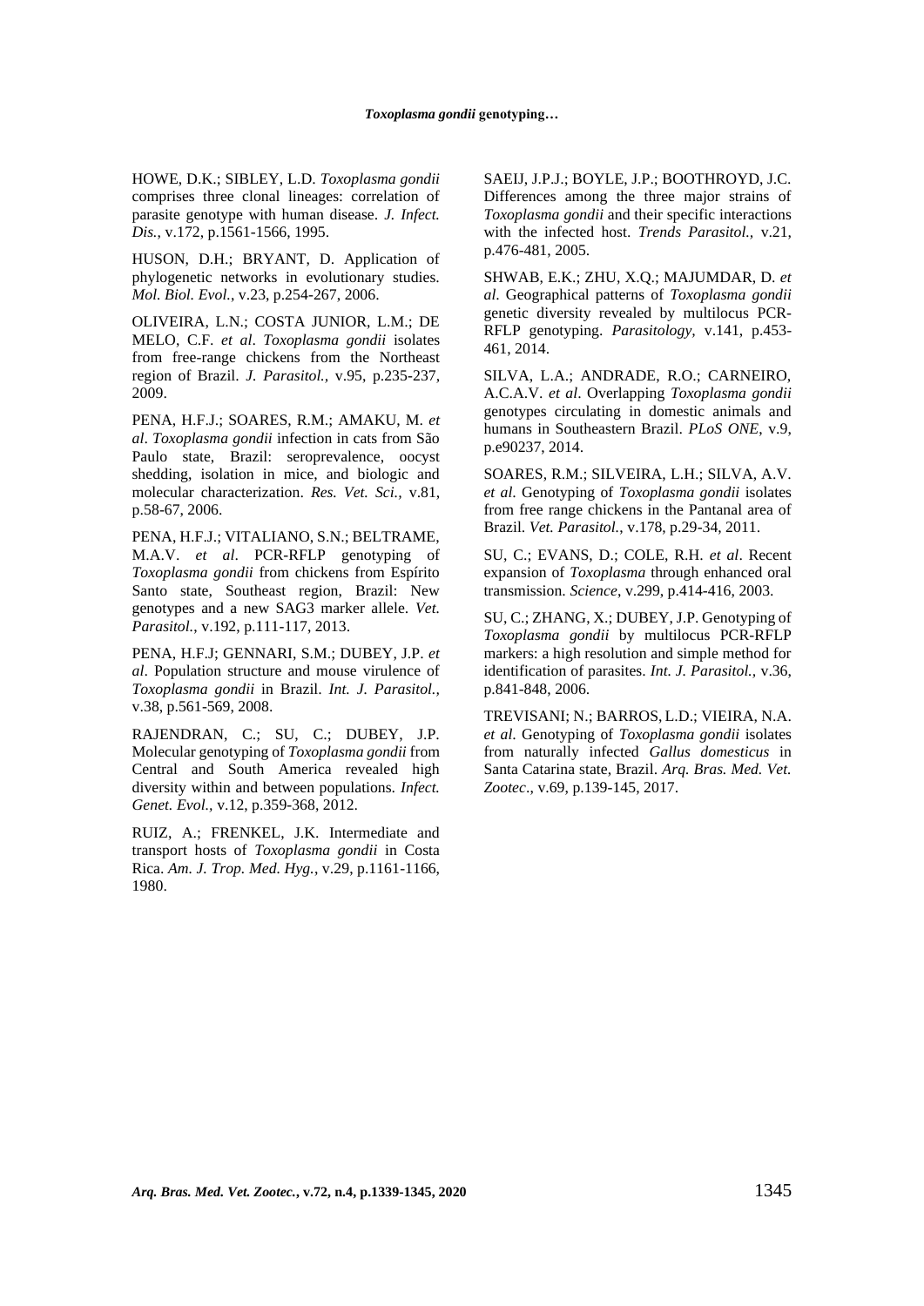HOWE, D.K.; SIBLEY, L.D. *Toxoplasma gondii* comprises three clonal lineages: correlation of parasite genotype with human disease. *J. Infect. Dis.*, v.172, p.1561-1566, 1995.

HUSON, D.H.; BRYANT, D. Application of phylogenetic networks in evolutionary studies. *Mol. Biol. Evol.*, v.23, p.254-267, 2006.

OLIVEIRA, L.N.; COSTA JUNIOR, L.M.; DE MELO, C.F. *et al*. *Toxoplasma gondii* isolates from free-range chickens from the Northeast region of Brazil. *J. Parasitol.*, v.95, p.235-237, 2009.

PENA, H.F.J.; SOARES, R.M.; AMAKU, M. *et al*. *Toxoplasma gondii* infection in cats from São Paulo state, Brazil: seroprevalence, oocyst shedding, isolation in mice, and biologic and molecular characterization. *Res. Vet. Sci.*, v.81, p.58-67, 2006.

PENA, H.F.J.; VITALIANO, S.N.; BELTRAME, M.A.V. *et al*. PCR-RFLP genotyping of *Toxoplasma gondii* from chickens from Espírito Santo state, Southeast region, Brazil: New genotypes and a new SAG3 marker allele. *Vet. Parasitol.*, v.192, p.111-117, 2013.

PENA, H.F.J; GENNARI, S.M.; DUBEY, J.P. *et al*. Population structure and mouse virulence of *Toxoplasma gondii* in Brazil. *Int. J. Parasitol.*, v.38, p.561-569, 2008.

RAJENDRAN, C.; SU, C.; DUBEY, J.P. Molecular genotyping of *Toxoplasma gondii* from Central and South America revealed high diversity within and between populations. *Infect. Genet. Evol.*, v.12, p.359-368, 2012.

RUIZ, A.; FRENKEL, J.K. Intermediate and transport hosts of *Toxoplasma gondii* in Costa Rica. *Am. J. Trop. Med. Hyg.*, v.29, p.1161-1166, 1980.

SAEIJ, J.P.J.; BOYLE, J.P.; BOOTHROYD, J.C. Differences among the three major strains of *Toxoplasma gondii* and their specific interactions with the infected host. *Trends Parasitol.*, v.21, p.476-481, 2005.

SHWAB, E.K.; ZHU, X.Q.; MAJUMDAR, D. *et al*. Geographical patterns of *Toxoplasma gondii* genetic diversity revealed by multilocus PCR-RFLP genotyping. *Parasitology*, v.141, p.453-461, 2014.

SILVA, L.A.; ANDRADE, R.O.; CARNEIRO, A.C.A.V. *et al*. Overlapping *Toxoplasma gondii* genotypes circulating in domestic animals and humans in Southeastern Brazil. *PLoS ONE*, v.9, p.e90237, 2014.

SOARES, R.M.; SILVEIRA, L.H.; SILVA, A.V. *et al*. Genotyping of *Toxoplasma gondii* isolates from free range chickens in the Pantanal area of Brazil. *Vet. Parasitol.*, v.178, p.29-34, 2011.

SU, C.; EVANS, D.; COLE, R.H. *et al*. Recent expansion of *Toxoplasma* through enhanced oral transmission. *Science*, v.299, p.414-416, 2003.

SU, C.; ZHANG, X.; DUBEY, J.P. Genotyping of *Toxoplasma gondii* by multilocus PCR-RFLP markers: a high resolution and simple method for identification of parasites. *Int. J. Parasitol.*, v.36, p.841-848, 2006.

TREVISANI; N.; BARROS, L.D.; VIEIRA, N.A. *et al*. Genotyping of *Toxoplasma gondii* isolates from naturally infected *Gallus domesticus* in Santa Catarina state, Brazil. *Arq. Bras. Med. Vet. Zootec*., v.69, p.139-145, 2017.